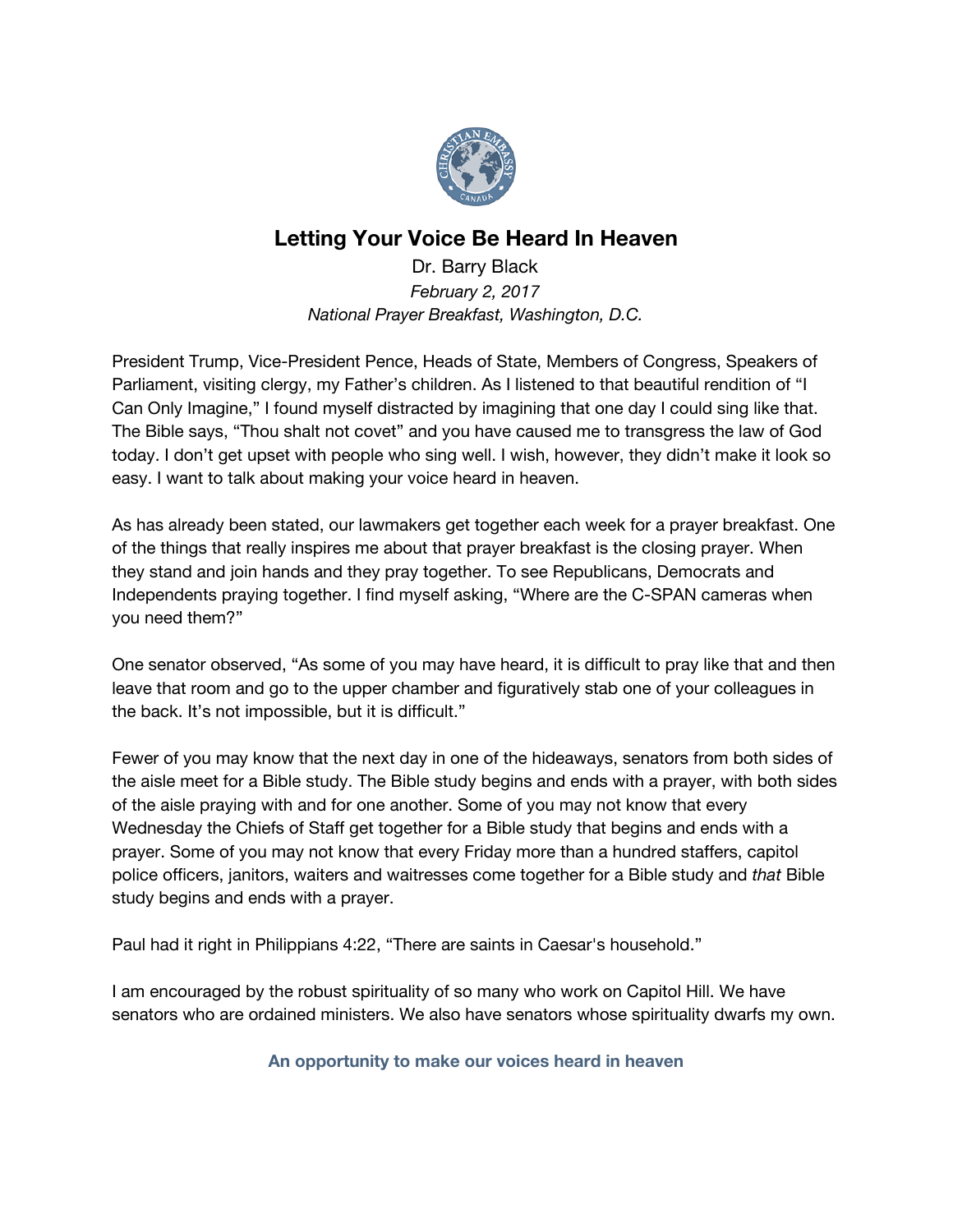# Letting Your Voice Be Heard In Heaven

Dr. Barry Black
*February 2, 2017*
*National Prayer Breakfast, Washington, D.C.*

President Trump, Vice-President Pence, Heads of State, Members of Congress, Speakers of Parliament, visiting clergy, my Father's children. As I listened to that beautiful rendition of "I Can Only Imagine," I found myself distracted by imagining that one day I could sing like that. The Bible says, "Thou shalt not covet" and you have caused me to transgress the law of God today. I don't get upset with people who sing well. I wish, however, they didn't make it look so easy. I want to talk about making your voice heard in heaven.

As has already been stated, our lawmakers get together each week for a prayer breakfast. One of the things that really inspires me about that prayer breakfast is the closing prayer. When they stand and join hands and they pray together. To see Republicans, Democrats and Independents praying together. I find myself asking, "Where are the C-SPAN cameras when you need them?"

One senator observed, "As some of you may have heard, it is difficult to pray like that and then leave that room and go to the upper chamber and figuratively stab one of your colleagues in the back. It's not impossible, but it is difficult."

Fewer of you may know that the next day in one of the hideaways, senators from both sides of the aisle meet for a Bible study. The Bible study begins and ends with a prayer, with both sides of the aisle praying with and for one another. Some of you may not know that every Wednesday the Chiefs of Staff get together for a Bible study that begins and ends with a prayer. Some of you may not know that every Friday more than a hundred staffers, capitol police officers, janitors, waiters and waitresses come together for a Bible study and *that* Bible study begins and ends with a prayer.

Paul had it right in Philippians 4:22, "There are saints in Caesar's household."

I am encouraged by the robust spirituality of so many who work on Capitol Hill. We have senators who are ordained ministers. We also have senators whose spirituality dwarfs my own.

**An opportunity to make our voices heard in heaven**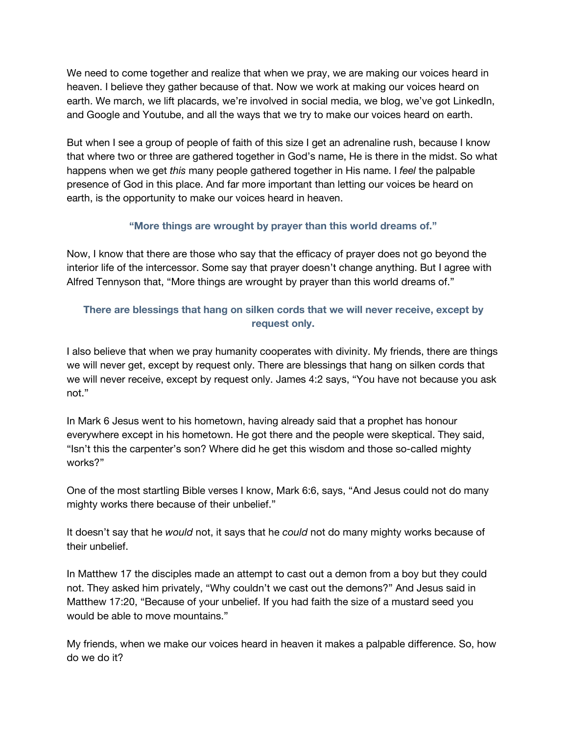We need to come together and realize that when we pray, we are making our voices heard in heaven. I believe they gather because of that. Now we work at making our voices heard on earth. We march, we lift placards, we're involved in social media, we blog, we've got LinkedIn, and Google and Youtube, and all the ways that we try to make our voices heard on earth.

But when I see a group of people of faith of this size I get an adrenaline rush, because I know that where two or three are gathered together in God's name, He is there in the midst. So what happens when we get *this* many people gathered together in His name. I *feel* the palpable presence of God in this place. And far more important than letting our voices be heard on earth, is the opportunity to make our voices heard in heaven.

**"More things are wrought by prayer than this world dreams of."**

Now, I know that there are those who say that the efficacy of prayer does not go beyond the interior life of the intercessor. Some say that prayer doesn't change anything. But I agree with Alfred Tennyson that, "More things are wrought by prayer than this world dreams of."

**There are blessings that hang on silken cords that we will never receive, except by request only.**

I also believe that when we pray humanity cooperates with divinity. My friends, there are things we will never get, except by request only. There are blessings that hang on silken cords that we will never receive, except by request only. James 4:2 says, "You have not because you ask not."

In Mark 6 Jesus went to his hometown, having already said that a prophet has honour everywhere except in his hometown. He got there and the people were skeptical. They said, "Isn't this the carpenter's son? Where did he get this wisdom and those so-called mighty works?"

One of the most startling Bible verses I know, Mark 6:6, says, "And Jesus could not do many mighty works there because of their unbelief."

It doesn't say that he *would* not, it says that he *could* not do many mighty works because of their unbelief.

In Matthew 17 the disciples made an attempt to cast out a demon from a boy but they could not. They asked him privately, "Why couldn't we cast out the demons?" And Jesus said in Matthew 17:20, "Because of your unbelief. If you had faith the size of a mustard seed you would be able to move mountains."

My friends, when we make our voices heard in heaven it makes a palpable difference. So, how do we do it?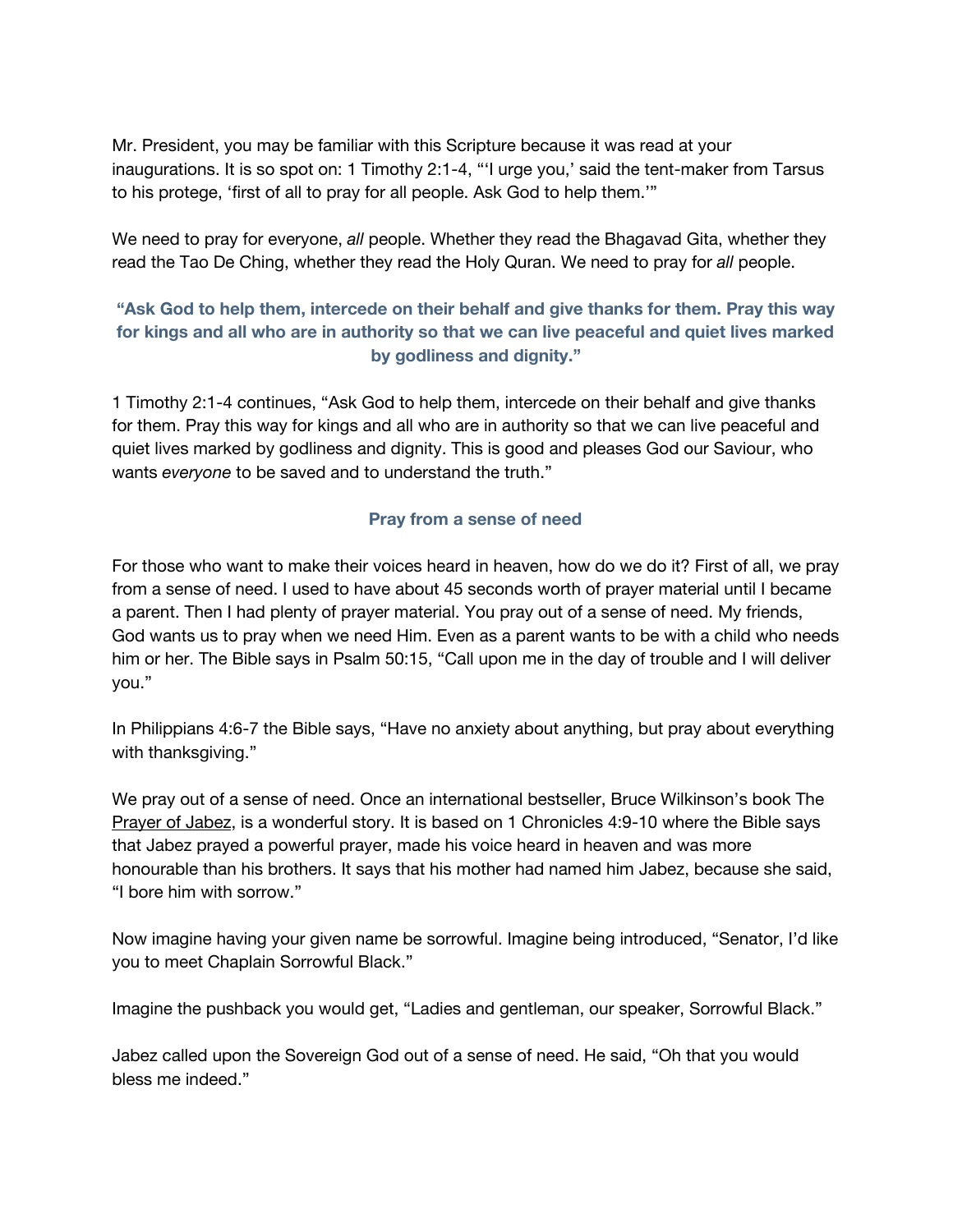Mr. President, you may be familiar with this Scripture because it was read at your inaugurations. It is so spot on: 1 Timothy 2:1-4, "'I urge you,' said the tent-maker from Tarsus to his protege, 'first of all to pray for all people. Ask God to help them.'"

We need to pray for everyone, *all* people. Whether they read the Bhagavad Gita, whether they read the Tao De Ching, whether they read the Holy Quran. We need to pray for *all* people.

**"Ask God to help them, intercede on their behalf and give thanks for them. Pray this way for kings and all who are in authority so that we can live peaceful and quiet lives marked by godliness and dignity."**

1 Timothy 2:1-4 continues, "Ask God to help them, intercede on their behalf and give thanks for them. Pray this way for kings and all who are in authority so that we can live peaceful and quiet lives marked by godliness and dignity. This is good and pleases God our Saviour, who wants *everyone* to be saved and to understand the truth."

### Pray from a sense of need

For those who want to make their voices heard in heaven, how do we do it? First of all, we pray from a sense of need. I used to have about 45 seconds worth of prayer material until I became a parent. Then I had plenty of prayer material. You pray out of a sense of need. My friends, God wants us to pray when we need Him. Even as a parent wants to be with a child who needs him or her. The Bible says in Psalm 50:15, "Call upon me in the day of trouble and I will deliver you."

In Philippians 4:6-7 the Bible says, "Have no anxiety about anything, but pray about everything with thanksgiving."

We pray out of a sense of need. Once an international bestseller, Bruce Wilkinson's book The Prayer of Jabez, is a wonderful story. It is based on 1 Chronicles 4:9-10 where the Bible says that Jabez prayed a powerful prayer, made his voice heard in heaven and was more honourable than his brothers. It says that his mother had named him Jabez, because she said, "I bore him with sorrow."

Now imagine having your given name be sorrowful. Imagine being introduced, "Senator, I'd like you to meet Chaplain Sorrowful Black."

Imagine the pushback you would get, "Ladies and gentleman, our speaker, Sorrowful Black."

Jabez called upon the Sovereign God out of a sense of need. He said, "Oh that you would bless me indeed."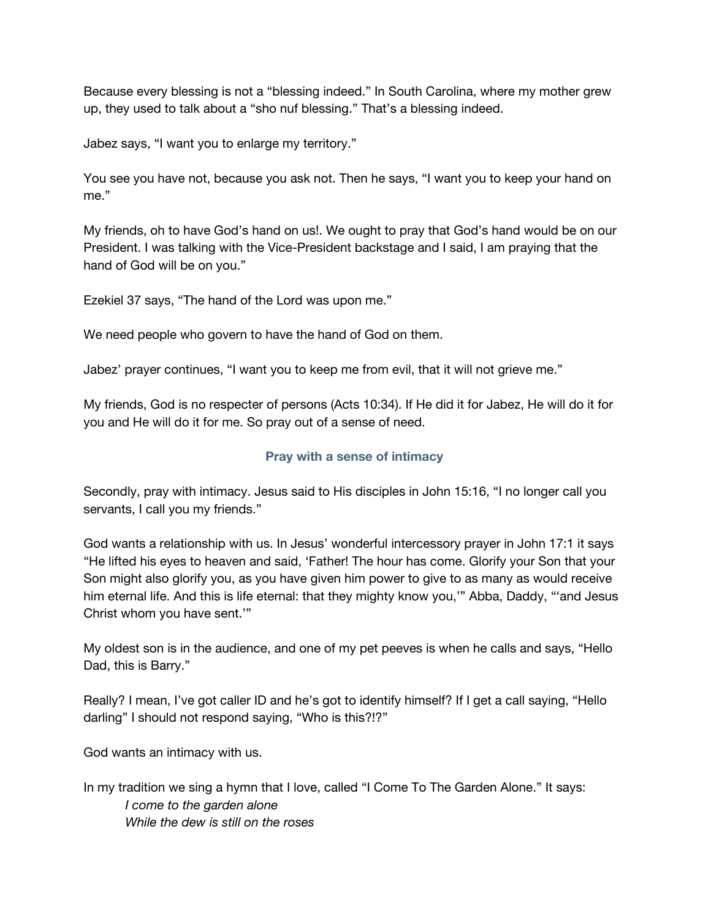Because every blessing is not a "blessing indeed." In South Carolina, where my mother grew up, they used to talk about a "sho nuf blessing." That's a blessing indeed.

Jabez says, "I want you to enlarge my territory."

You see you have not, because you ask not. Then he says, "I want you to keep your hand on me."

My friends, oh to have God's hand on us!. We ought to pray that God's hand would be on our President. I was talking with the Vice-President backstage and I said, I am praying that the hand of God will be on you."

Ezekiel 37 says, "The hand of the Lord was upon me."

We need people who govern to have the hand of God on them.

Jabez' prayer continues, "I want you to keep me from evil, that it will not grieve me."

My friends, God is no respecter of persons (Acts 10:34). If He did it for Jabez, He will do it for you and He will do it for me. So pray out of a sense of need.

### Pray with a sense of intimacy

Secondly, pray with intimacy. Jesus said to His disciples in John 15:16, "I no longer call you servants, I call you my friends."

God wants a relationship with us. In Jesus' wonderful intercessory prayer in John 17:1 it says "He lifted his eyes to heaven and said, 'Father! The hour has come. Glorify your Son that your Son might also glorify you, as you have given him power to give to as many as would receive him eternal life. And this is life eternal: that they mighty know you,'" Abba, Daddy, "'and Jesus Christ whom you have sent.'"

My oldest son is in the audience, and one of my pet peeves is when he calls and says, "Hello Dad, this is Barry."

Really? I mean, I've got caller ID and he's got to identify himself? If I get a call saying, "Hello darling" I should not respond saying, "Who is this?!?"

God wants an intimacy with us.

In my tradition we sing a hymn that I love, called "I Come To The Garden Alone." It says:

> *I come to the garden alone*
> *While the dew is still on the roses*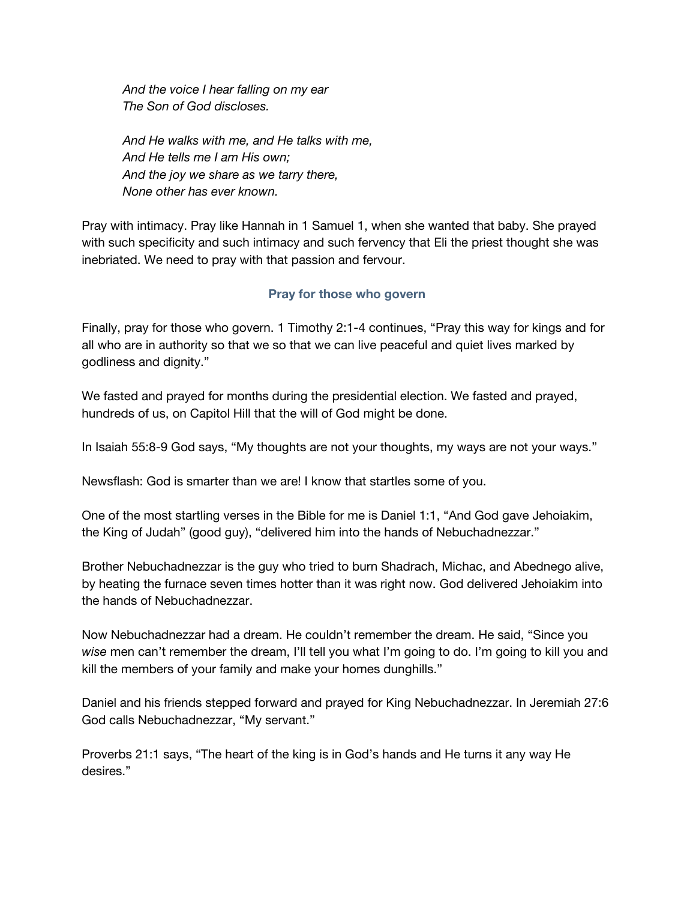*And the voice I hear falling on my ear*
*The Son of God discloses.*

*And He walks with me, and He talks with me,*
*And He tells me I am His own;*
*And the joy we share as we tarry there,*
*None other has ever known.*

Pray with intimacy. Pray like Hannah in 1 Samuel 1, when she wanted that baby. She prayed with such specificity and such intimacy and such fervency that Eli the priest thought she was inebriated. We need to pray with that passion and fervour.

### Pray for those who govern

Finally, pray for those who govern. 1 Timothy 2:1-4 continues, "Pray this way for kings and for all who are in authority so that we so that we can live peaceful and quiet lives marked by godliness and dignity."

We fasted and prayed for months during the presidential election. We fasted and prayed, hundreds of us, on Capitol Hill that the will of God might be done.

In Isaiah 55:8-9 God says, "My thoughts are not your thoughts, my ways are not your ways."

Newsflash: God is smarter than we are! I know that startles some of you.

One of the most startling verses in the Bible for me is Daniel 1:1, "And God gave Jehoiakim, the King of Judah" (good guy), "delivered him into the hands of Nebuchadnezzar."

Brother Nebuchadnezzar is the guy who tried to burn Shadrach, Michac, and Abednego alive, by heating the furnace seven times hotter than it was right now. God delivered Jehoiakim into the hands of Nebuchadnezzar.

Now Nebuchadnezzar had a dream. He couldn't remember the dream. He said, "Since you *wise* men can't remember the dream, I'll tell you what I'm going to do. I'm going to kill you and kill the members of your family and make your homes dunghills."

Daniel and his friends stepped forward and prayed for King Nebuchadnezzar. In Jeremiah 27:6 God calls Nebuchadnezzar, "My servant."

Proverbs 21:1 says, "The heart of the king is in God's hands and He turns it any way He desires."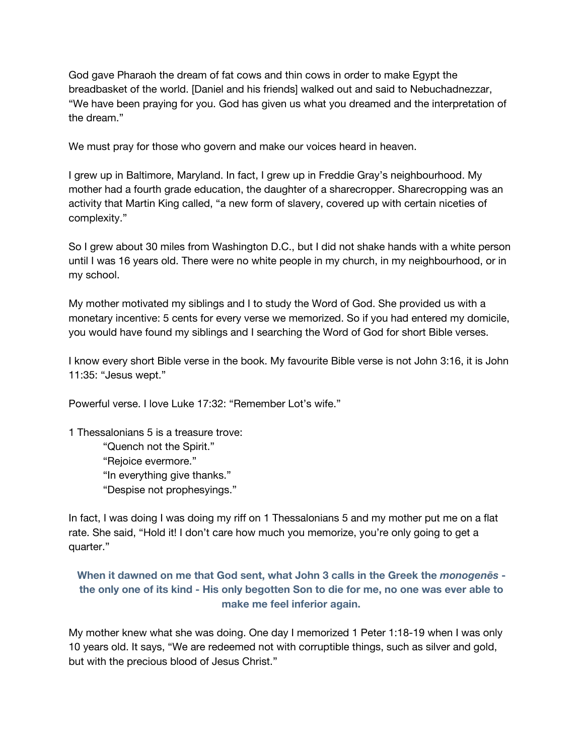God gave Pharaoh the dream of fat cows and thin cows in order to make Egypt the breadbasket of the world. [Daniel and his friends] walked out and said to Nebuchadnezzar, "We have been praying for you. God has given us what you dreamed and the interpretation of the dream."

We must pray for those who govern and make our voices heard in heaven.

I grew up in Baltimore, Maryland. In fact, I grew up in Freddie Gray's neighbourhood. My mother had a fourth grade education, the daughter of a sharecropper. Sharecropping was an activity that Martin King called, "a new form of slavery, covered up with certain niceties of complexity."

So I grew about 30 miles from Washington D.C., but I did not shake hands with a white person until I was 16 years old. There were no white people in my church, in my neighbourhood, or in my school.

My mother motivated my siblings and I to study the Word of God. She provided us with a monetary incentive: 5 cents for every verse we memorized. So if you had entered my domicile, you would have found my siblings and I searching the Word of God for short Bible verses.

I know every short Bible verse in the book. My favourite Bible verse is not John 3:16, it is John 11:35: "Jesus wept."

Powerful verse. I love Luke 17:32: "Remember Lot's wife."

1 Thessalonians 5 is a treasure trove:

> "Quench not the Spirit."
> "Rejoice evermore."
> "In everything give thanks."
> "Despise not prophesyings."

In fact, I was doing I was doing my riff on 1 Thessalonians 5 and my mother put me on a flat rate. She said, "Hold it! I don't care how much you memorize, you're only going to get a quarter."

> **When it dawned on me that God sent, what John 3 calls in the Greek the *monogenēs* - the only one of its kind - His only begotten Son to die for me, no one was ever able to make me feel inferior again.**

My mother knew what she was doing. One day I memorized 1 Peter 1:18-19 when I was only 10 years old. It says, "We are redeemed not with corruptible things, such as silver and gold, but with the precious blood of Jesus Christ."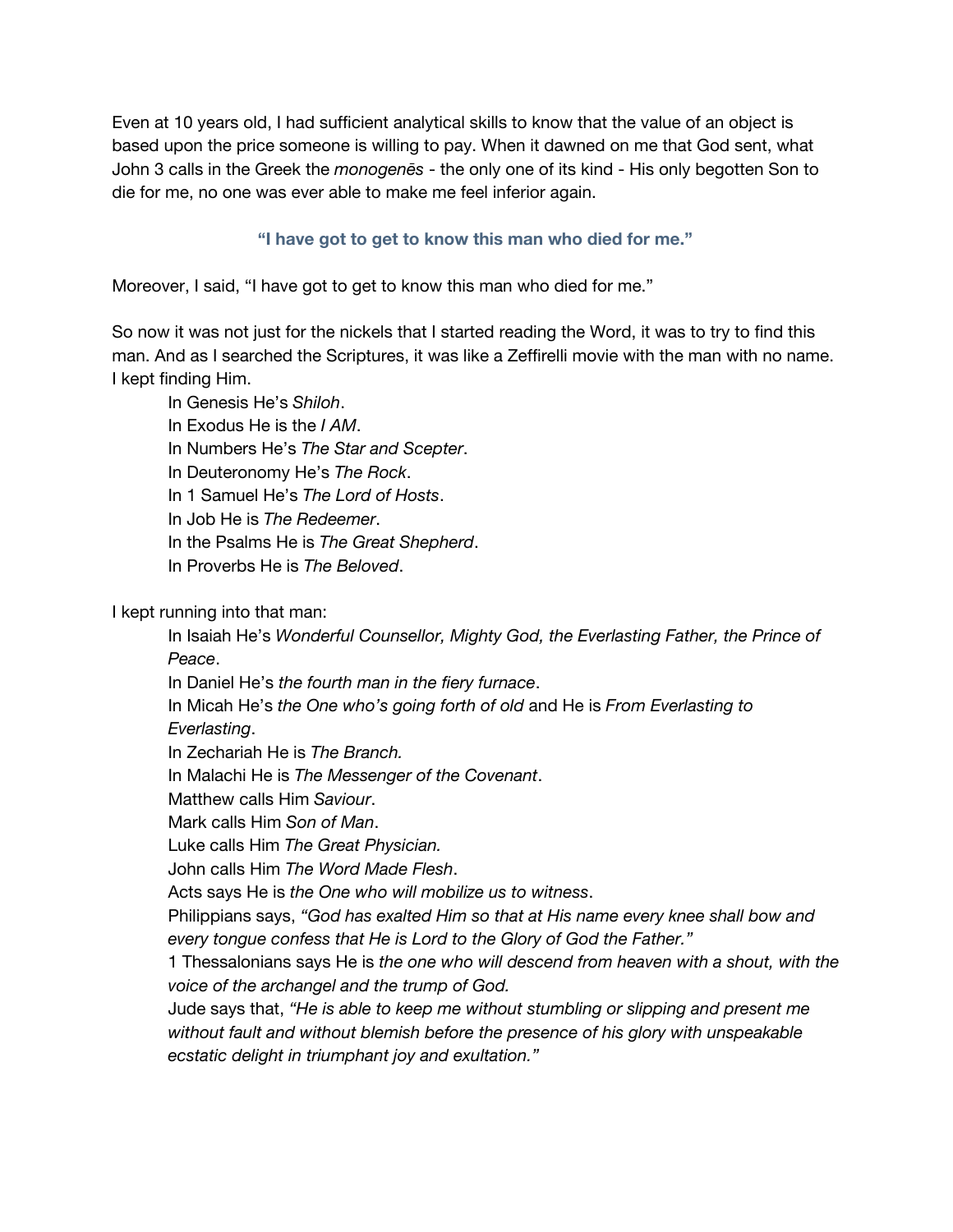Even at 10 years old, I had sufficient analytical skills to know that the value of an object is based upon the price someone is willing to pay. When it dawned on me that God sent, what John 3 calls in the Greek the *monogenēs* - the only one of its kind - His only begotten Son to die for me, no one was ever able to make me feel inferior again.

**"I have got to get to know this man who died for me."**

Moreover, I said, "I have got to get to know this man who died for me."

So now it was not just for the nickels that I started reading the Word, it was to try to find this man. And as I searched the Scriptures, it was like a Zeffirelli movie with the man with no name. I kept finding Him.

> In Genesis He's *Shiloh*.
> In Exodus He is the *I AM*.
> In Numbers He's *The Star and Scepter*.
> In Deuteronomy He's *The Rock*.
> In 1 Samuel He's *The Lord of Hosts*.
> In Job He is *The Redeemer*.
> In the Psalms He is *The Great Shepherd*.
> In Proverbs He is *The Beloved*.

I kept running into that man:

> In Isaiah He's *Wonderful Counsellor, Mighty God, the Everlasting Father, the Prince of Peace*.
> In Daniel He's *the fourth man in the fiery furnace*.
> In Micah He's *the One who's going forth of old* and He is *From Everlasting to Everlasting*.
> In Zechariah He is *The Branch.*
> In Malachi He is *The Messenger of the Covenant*.
> Matthew calls Him *Saviour*.
> Mark calls Him *Son of Man*.
> Luke calls Him *The Great Physician.*
> John calls Him *The Word Made Flesh*.
> Acts says He is *the One who will mobilize us to witness*.
> Philippians says, *"God has exalted Him so that at His name every knee shall bow and every tongue confess that He is Lord to the Glory of God the Father."*
> 1 Thessalonians says He is *the one who will descend from heaven with a shout, with the voice of the archangel and the trump of God.*
> Jude says that, *"He is able to keep me without stumbling or slipping and present me without fault and without blemish before the presence of his glory with unspeakable ecstatic delight in triumphant joy and exultation."*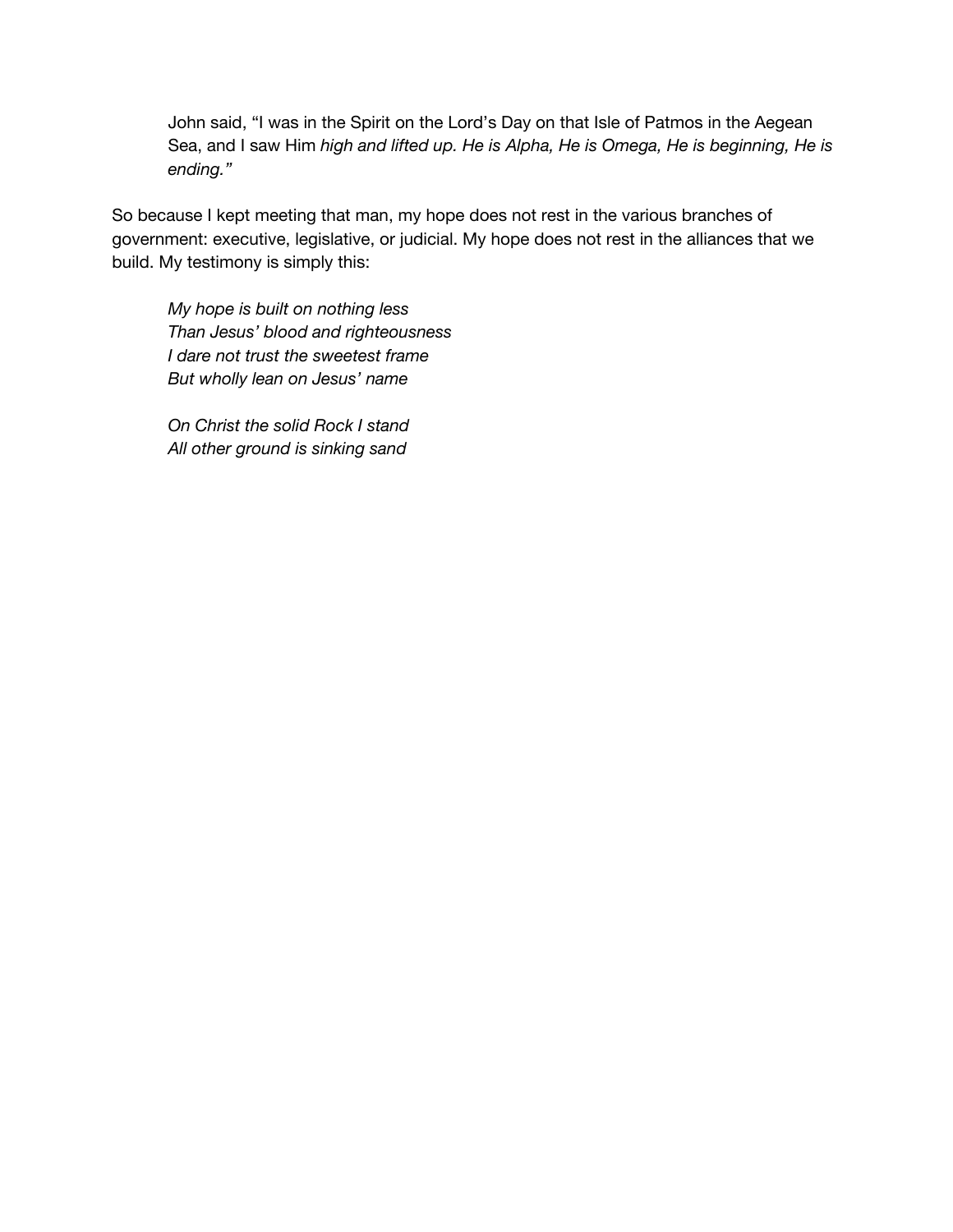> John said, "I was in the Spirit on the Lord's Day on that Isle of Patmos in the Aegean Sea, and I saw Him *high and lifted up. He is Alpha, He is Omega, He is beginning, He is ending."*

So because I kept meeting that man, my hope does not rest in the various branches of government: executive, legislative, or judicial. My hope does not rest in the alliances that we build. My testimony is simply this:

> *My hope is built on nothing less*
> *Than Jesus' blood and righteousness*
> *I dare not trust the sweetest frame*
> *But wholly lean on Jesus' name*
>
> *On Christ the solid Rock I stand*
> *All other ground is sinking sand*